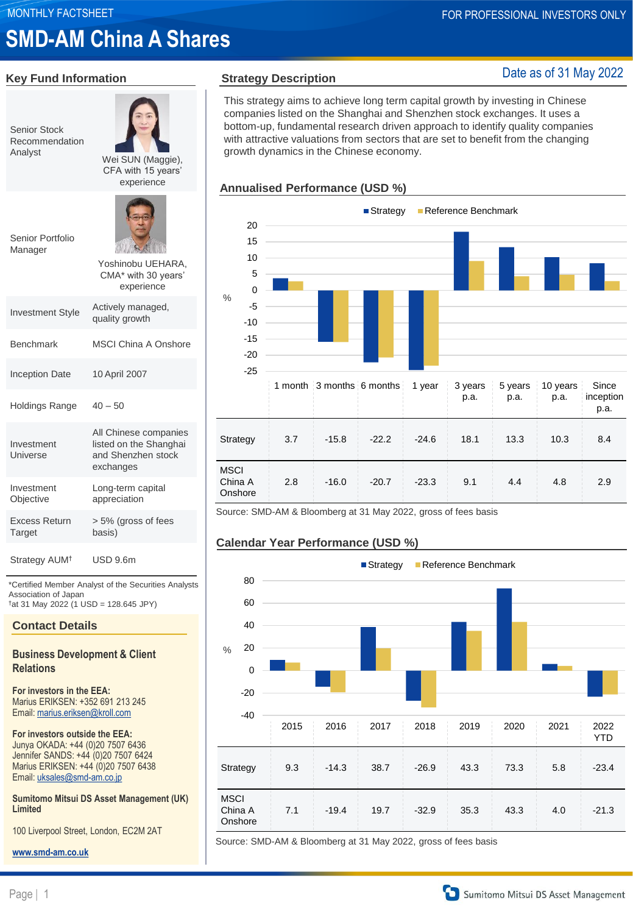MONTHLY FACTSHEET

FOR PROFESSIONAL INVESTORS ONLY

# SMD-AM China A Shares

Date as of 31 May 2022

## Key Fund Information

| | |
|---|---|
| Senior Stock Recommendation Analyst | Wei SUN (Maggie), CFA with 15 years' experience |
| Senior Portfolio Manager | Yoshinobu UEHARA, CMA* with 30 years' experience |
| Investment Style | Actively managed, quality growth |
| Benchmark | MSCI China A Onshore |
| Inception Date | 10 April 2007 |
| Holdings Range | 40 – 50 |
| Investment Universe | All Chinese companies listed on the Shanghai and Shenzhen stock exchanges |
| Investment Objective | Long-term capital appreciation |
| Excess Return Target | > 5% (gross of fees basis) |
| Strategy AUM† | USD 9.6m |

*Certified Member Analyst of the Securities Analysts Association of Japan

†at 31 May 2022 (1 USD = 128.645 JPY)

## Contact Details

### Business Development & Client Relations

**For investors in the EEA:**
Marius ERIKSEN: +352 691 213 245
Email: marius.eriksen@kroll.com

**For investors outside the EEA:**
Junya OKADA: +44 (0)20 7507 6436
Jennifer SANDS: +44 (0)20 7507 6424
Marius ERIKSEN: +44 (0)20 7507 6438
Email: uksales@smd-am.co.jp

**Sumitomo Mitsui DS Asset Management (UK) Limited**

100 Liverpool Street, London, EC2M 2AT

www.smd-am.co.uk

## Strategy Description

This strategy aims to achieve long term capital growth by investing in Chinese companies listed on the Shanghai and Shenzhen stock exchanges. It uses a bottom-up, fundamental research driven approach to identify quality companies with attractive valuations from sectors that are set to benefit from the changing growth dynamics in the Chinese economy.

## Annualised Performance (USD %)

| | 1 month | 3 months | 6 months | 1 year | 3 years p.a. | 5 years p.a. | 10 years p.a. | Since inception p.a. |
|---|---|---|---|---|---|---|---|---|
| Strategy | 3.7 | -15.8 | -22.2 | -24.6 | 18.1 | 13.3 | 10.3 | 8.4 |
| MSCI China A Onshore | 2.8 | -16.0 | -20.7 | -23.3 | 9.1 | 4.4 | 4.8 | 2.9 |

Source: SMD-AM & Bloomberg at 31 May 2022, gross of fees basis

## Calendar Year Performance (USD %)

| | 2015 | 2016 | 2017 | 2018 | 2019 | 2020 | 2021 | 2022 YTD |
|---|---|---|---|---|---|---|---|---|
| Strategy | 9.3 | -14.3 | 38.7 | -26.9 | 43.3 | 73.3 | 5.8 | -23.4 |
| MSCI China A Onshore | 7.1 | -19.4 | 19.7 | -32.9 | 35.3 | 43.3 | 4.0 | -21.3 |

Source: SMD-AM & Bloomberg at 31 May 2022, gross of fees basis

Sumitomo Mitsui DS Asset Management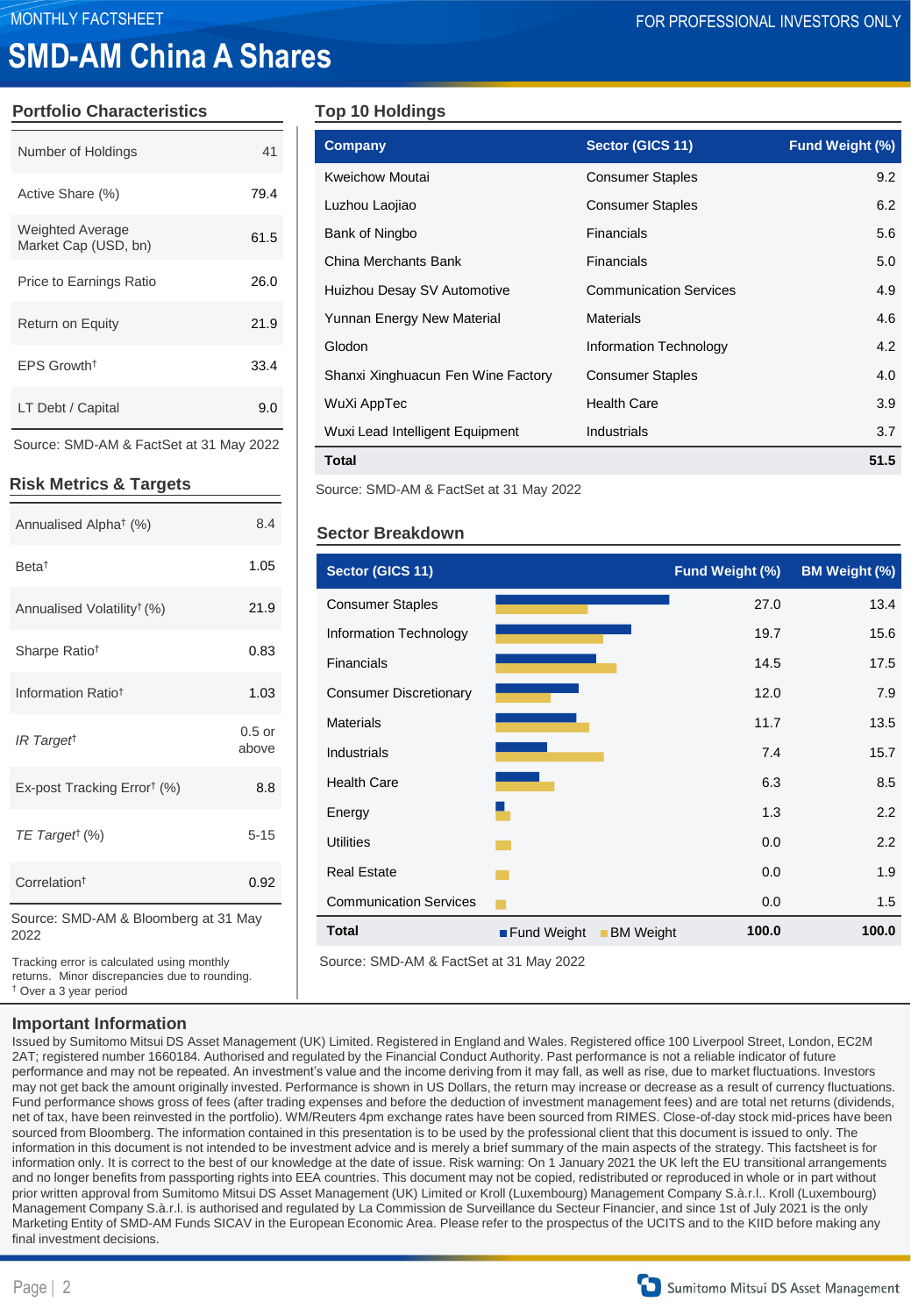MONTHLY FACTSHEET

FOR PROFESSIONAL INVESTORS ONLY

# SMD-AM China A Shares

## Portfolio Characteristics

| | |
|---|---|
| Number of Holdings | 41 |
| Active Share (%) | 79.4 |
| Weighted Average Market Cap (USD, bn) | 61.5 |
| Price to Earnings Ratio | 26.0 |
| Return on Equity | 21.9 |
| EPS Growth† | 33.4 |
| LT Debt / Capital | 9.0 |

Source: SMD-AM & FactSet at 31 May 2022

## Risk Metrics & Targets

| | |
|---|---|
| Annualised Alpha† (%) | 8.4 |
| Beta† | 1.05 |
| Annualised Volatility† (%) | 21.9 |
| Sharpe Ratio† | 0.83 |
| Information Ratio† | 1.03 |
| *IR Target*† | 0.5 or above |
| Ex-post Tracking Error† (%) | 8.8 |
| *TE Target*† (%) | 5-15 |
| Correlation† | 0.92 |

Source: SMD-AM & Bloomberg at 31 May 2022

Tracking error is calculated using monthly returns. Minor discrepancies due to rounding.
† Over a 3 year period

## Top 10 Holdings

| Company | Sector (GICS 11) | Fund Weight (%) |
|---|---|---|
| Kweichow Moutai | Consumer Staples | 9.2 |
| Luzhou Laojiao | Consumer Staples | 6.2 |
| Bank of Ningbo | Financials | 5.6 |
| China Merchants Bank | Financials | 5.0 |
| Huizhou Desay SV Automotive | Communication Services | 4.9 |
| Yunnan Energy New Material | Materials | 4.6 |
| Glodon | Information Technology | 4.2 |
| Shanxi Xinghuacun Fen Wine Factory | Consumer Staples | 4.0 |
| WuXi AppTec | Health Care | 3.9 |
| Wuxi Lead Intelligent Equipment | Industrials | 3.7 |
| **Total** | | **51.5** |

Source: SMD-AM & FactSet at 31 May 2022

## Sector Breakdown

| Sector (GICS 11) | Fund Weight (%) | BM Weight (%) |
|---|---|---|
| Consumer Staples | 27.0 | 13.4 |
| Information Technology | 19.7 | 15.6 |
| Financials | 14.5 | 17.5 |
| Consumer Discretionary | 12.0 | 7.9 |
| Materials | 11.7 | 13.5 |
| Industrials | 7.4 | 15.7 |
| Health Care | 6.3 | 8.5 |
| Energy | 1.3 | 2.2 |
| Utilities | 0.0 | 2.2 |
| Real Estate | 0.0 | 1.9 |
| Communication Services | 0.0 | 1.5 |
| **Total** | **100.0** | **100.0** |

Fund Weight  BM Weight

Source: SMD-AM & FactSet at 31 May 2022

## Important Information

Issued by Sumitomo Mitsui DS Asset Management (UK) Limited. Registered in England and Wales. Registered office 100 Liverpool Street, London, EC2M 2AT; registered number 1660184. Authorised and regulated by the Financial Conduct Authority. Past performance is not a reliable indicator of future performance and may not be repeated. An investment's value and the income deriving from it may fall, as well as rise, due to market fluctuations. Investors may not get back the amount originally invested. Performance is shown in US Dollars, the return may increase or decrease as a result of currency fluctuations. Fund performance shows gross of fees (after trading expenses and before the deduction of investment management fees) and are total net returns (dividends, net of tax, have been reinvested in the portfolio). WM/Reuters 4pm exchange rates have been sourced from RIMES. Close-of-day stock mid-prices have been sourced from Bloomberg. The information contained in this presentation is to be used by the professional client that this document is issued to only. The information in this document is not intended to be investment advice and is merely a brief summary of the main aspects of the strategy. This factsheet is for information only. It is correct to the best of our knowledge at the date of issue. Risk warning: On 1 January 2021 the UK left the EU transitional arrangements and no longer benefits from passporting rights into EEA countries. This document may not be copied, redistributed or reproduced in whole or in part without prior written approval from Sumitomo Mitsui DS Asset Management (UK) Limited or Kroll (Luxembourg) Management Company S.à.r.l.. Kroll (Luxembourg) Management Company S.à.r.l. is authorised and regulated by La Commission de Surveillance du Secteur Financier, and since 1st of July 2021 is the only Marketing Entity of SMD-AM Funds SICAV in the European Economic Area. Please refer to the prospectus of the UCITS and to the KIID before making any final investment decisions.

Sumitomo Mitsui DS Asset Management